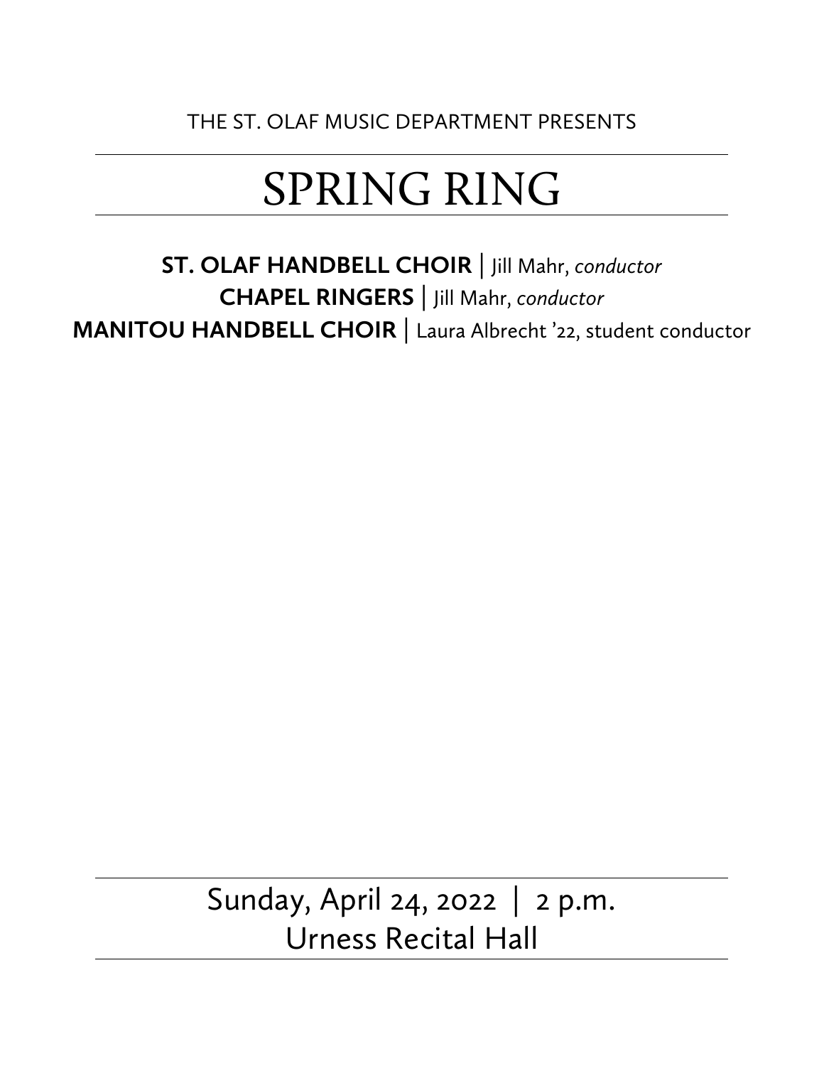THE ST. OLAF MUSIC DEPARTMENT PRESENTS

# SPRING RING

**ST. OLAF HANDBELL CHOIR** | Jill Mahr, *conductor*
**CHAPEL RINGERS** | Jill Mahr, *conductor*
**MANITOU HANDBELL CHOIR** | Laura Albrecht ’22, student conductor

Sunday, April 24, 2022 | 2 p.m.
Urness Recital Hall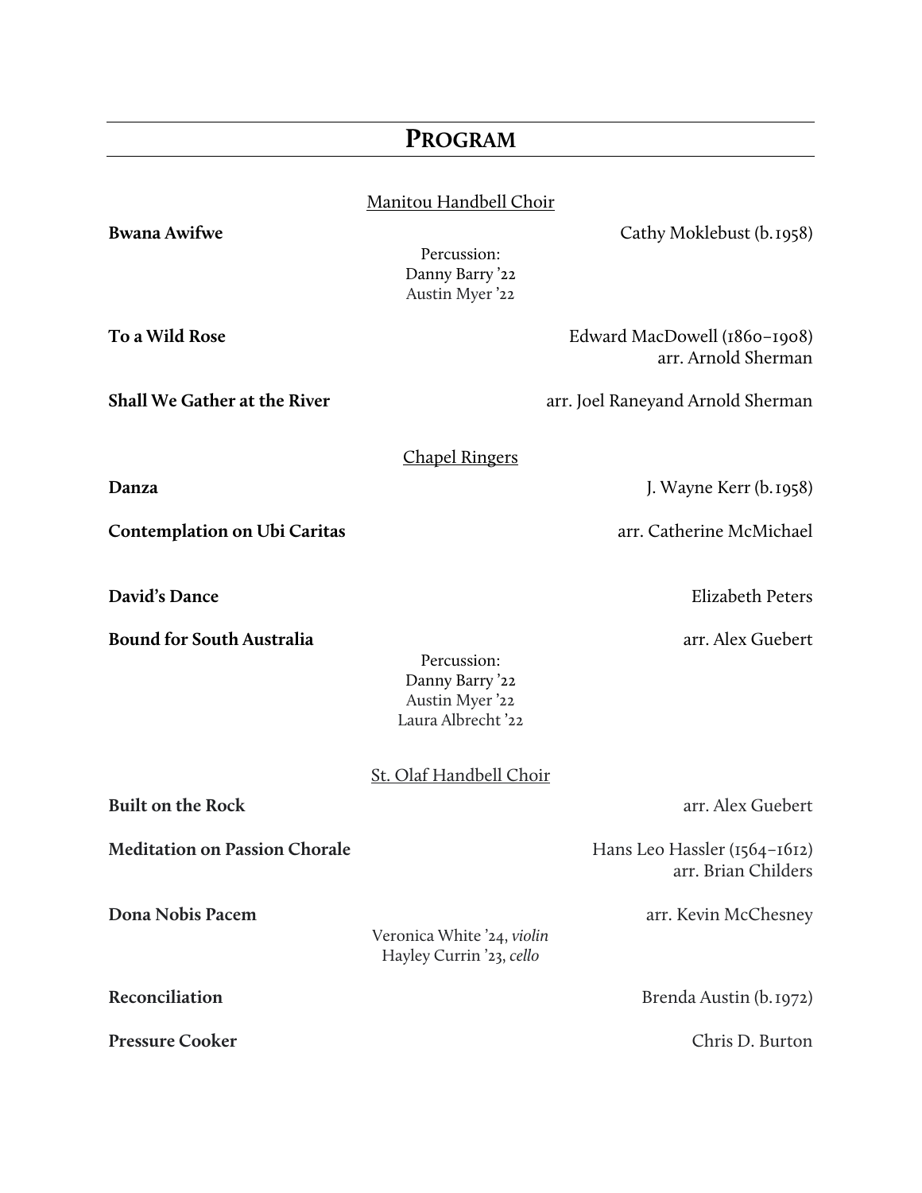# PROGRAM

## Manitou Handbell Choir

**Bwana Awifwe** — Cathy Moklebust (b. 1958)

Percussion:
Danny Barry '22
Austin Myer '22

**To a Wild Rose** — Edward MacDowell (1860–1908)
arr. Arnold Sherman

**Shall We Gather at the River** — arr. Joel Raneyand Arnold Sherman

## Chapel Ringers

**Danza** — J. Wayne Kerr (b. 1958)

**Contemplation on Ubi Caritas** — arr. Catherine McMichael

**David's Dance** — Elizabeth Peters

**Bound for South Australia** — arr. Alex Guebert

Percussion:
Danny Barry '22
Austin Myer '22
Laura Albrecht '22

## St. Olaf Handbell Choir

**Built on the Rock** — arr. Alex Guebert

**Meditation on Passion Chorale** — Hans Leo Hassler (1564–1612)
arr. Brian Childers

**Dona Nobis Pacem** — arr. Kevin McChesney

Veronica White '24, *violin*
Hayley Currin '23, *cello*

**Reconciliation** — Brenda Austin (b. 1972)

**Pressure Cooker** — Chris D. Burton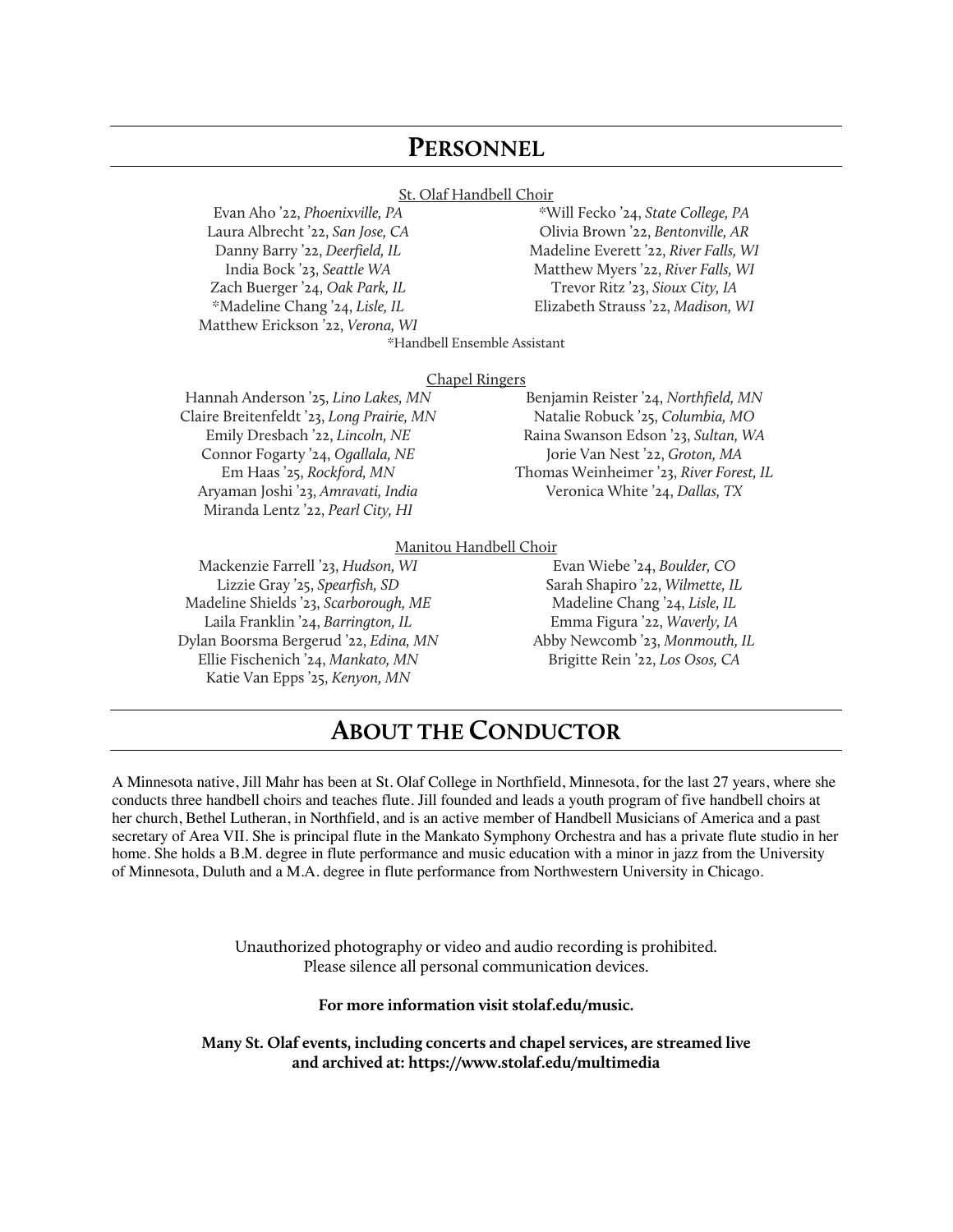## Personnel

St. Olaf Handbell Choir

Evan Aho '22, *Phoenixville, PA*
Laura Albrecht '22, *San Jose, CA*
Danny Barry '22, *Deerfield, IL*
India Bock '23, *Seattle WA*
Zach Buerger '24, *Oak Park, IL*
*Madeline Chang '24, *Lisle, IL*
Matthew Erickson '22, *Verona, WI*
*Will Fecko '24, *State College, PA*
Olivia Brown '22, *Bentonville, AR*
Madeline Everett '22, *River Falls, WI*
Matthew Myers '22, *River Falls, WI*
Trevor Ritz '23, *Sioux City, IA*
Elizabeth Strauss '22, *Madison, WI*

*Handbell Ensemble Assistant

Chapel Ringers

Hannah Anderson '25, *Lino Lakes, MN*
Claire Breitenfeldt '23, *Long Prairie, MN*
Emily Dresbach '22, *Lincoln, NE*
Connor Fogarty '24, *Ogallala, NE*
Em Haas '25, *Rockford, MN*
Aryaman Joshi '23, *Amravati, India*
Miranda Lentz '22, *Pearl City, HI*
Benjamin Reister '24, *Northfield, MN*
Natalie Robuck '25, *Columbia, MO*
Raina Swanson Edson '23, *Sultan, WA*
Jorie Van Nest '22, *Groton, MA*
Thomas Weinheimer '23, *River Forest, IL*
Veronica White '24, *Dallas, TX*

Manitou Handbell Choir

Mackenzie Farrell '23, *Hudson, WI*
Lizzie Gray '25, *Spearfish, SD*
Madeline Shields '23, *Scarborough, ME*
Laila Franklin '24, *Barrington, IL*
Dylan Boorsma Bergerud '22, *Edina, MN*
Ellie Fischenich '24, *Mankato, MN*
Katie Van Epps '25, *Kenyon, MN*
Evan Wiebe '24, *Boulder, CO*
Sarah Shapiro '22, *Wilmette, IL*
Madeline Chang '24, *Lisle, IL*
Emma Figura '22, *Waverly, IA*
Abby Newcomb '23, *Monmouth, IL*
Brigitte Rein '22, *Los Osos, CA*

## About the Conductor

A Minnesota native, Jill Mahr has been at St. Olaf College in Northfield, Minnesota, for the last 27 years, where she conducts three handbell choirs and teaches flute. Jill founded and leads a youth program of five handbell choirs at her church, Bethel Lutheran, in Northfield, and is an active member of Handbell Musicians of America and a past secretary of Area VII. She is principal flute in the Mankato Symphony Orchestra and has a private flute studio in her home. She holds a B.M. degree in flute performance and music education with a minor in jazz from the University of Minnesota, Duluth and a M.A. degree in flute performance from Northwestern University in Chicago.

Unauthorized photography or video and audio recording is prohibited.
Please silence all personal communication devices.

**For more information visit stolaf.edu/music.**

**Many St. Olaf events, including concerts and chapel services, are streamed live and archived at: https://www.stolaf.edu/multimedia**